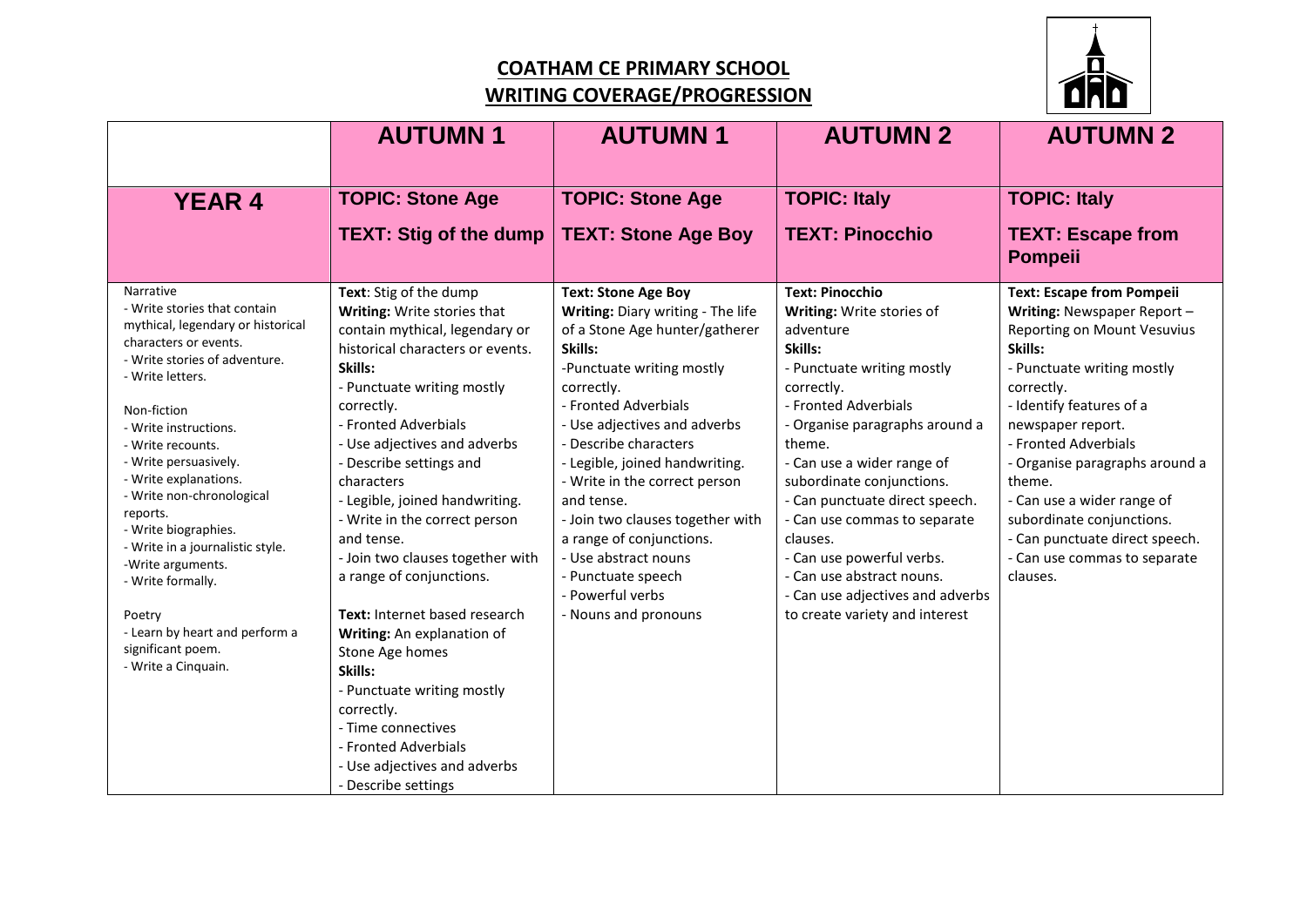# COATHAM CE PRIMARY SCHOOL
## WRITING COVERAGE/PROGRESSION

| | AUTUMN 1 | AUTUMN 1 | AUTUMN 2 | AUTUMN 2 |
|---|---|---|---|---|
| **YEAR 4** | **TOPIC: Stone Age**<br><br>**TEXT: Stig of the dump** | **TOPIC: Stone Age**<br><br>**TEXT: Stone Age Boy** | **TOPIC: Italy**<br><br>**TEXT: Pinocchio** | **TOPIC: Italy**<br><br>**TEXT: Escape from Pompeii** |
| Narrative<br>- Write stories that contain mythical, legendary or historical characters or events.<br>- Write stories of adventure.<br>- Write letters.<br><br>Non-fiction<br>- Write instructions.<br>- Write recounts.<br>- Write persuasively.<br>- Write explanations.<br>- Write non-chronological reports.<br>- Write biographies.<br>- Write in a journalistic style.<br>-Write arguments.<br>- Write formally.<br><br>Poetry<br>- Learn by heart and perform a significant poem.<br>- Write a Cinquain. | **Text**: Stig of the dump<br>**Writing:** Write stories that contain mythical, legendary or historical characters or events.<br>**Skills:**<br>- Punctuate writing mostly correctly.<br>- Fronted Adverbials<br>- Use adjectives and adverbs<br>- Describe settings and characters<br>- Legible, joined handwriting.<br>- Write in the correct person and tense.<br>- Join two clauses together with a range of conjunctions.<br><br>**Text:** Internet based research<br>**Writing:** An explanation of Stone Age homes<br>**Skills:**<br>- Punctuate writing mostly correctly.<br>- Time connectives<br>- Fronted Adverbials<br>- Use adjectives and adverbs<br>- Describe settings | **Text: Stone Age Boy**<br>**Writing:** Diary writing - The life of a Stone Age hunter/gatherer<br>**Skills:**<br>-Punctuate writing mostly correctly.<br>- Fronted Adverbials<br>- Use adjectives and adverbs<br>- Describe characters<br>- Legible, joined handwriting.<br>- Write in the correct person and tense.<br>- Join two clauses together with a range of conjunctions.<br>- Use abstract nouns<br>- Punctuate speech<br>- Powerful verbs<br>- Nouns and pronouns | **Text: Pinocchio**<br>**Writing:** Write stories of adventure<br>**Skills:**<br>- Punctuate writing mostly correctly.<br>- Fronted Adverbials<br>- Organise paragraphs around a theme.<br>- Can use a wider range of subordinate conjunctions.<br>- Can punctuate direct speech.<br>- Can use commas to separate clauses.<br>- Can use powerful verbs.<br>- Can use abstract nouns.<br>- Can use adjectives and adverbs to create variety and interest | **Text: Escape from Pompeii**<br>**Writing:** Newspaper Report – Reporting on Mount Vesuvius<br>**Skills:**<br>- Punctuate writing mostly correctly.<br>- Identify features of a newspaper report.<br>- Fronted Adverbials<br>- Organise paragraphs around a theme.<br>- Can use a wider range of subordinate conjunctions.<br>- Can punctuate direct speech.<br>- Can use commas to separate clauses. |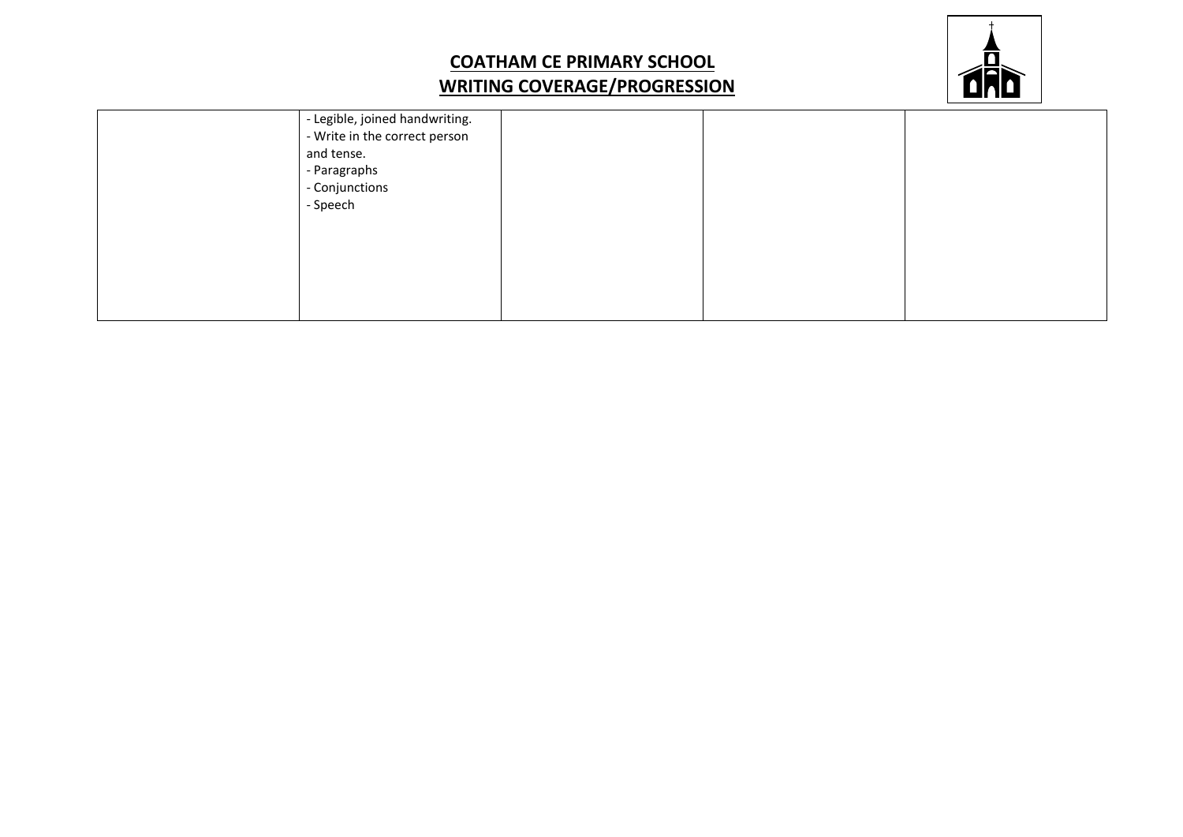# COATHAM CE PRIMARY SCHOOL
## WRITING COVERAGE/PROGRESSION

| | | | | |
|---|---|---|---|---|
| | - Legible, joined handwriting.<br>- Write in the correct person and tense.<br>- Paragraphs<br>- Conjunctions<br>- Speech | | | |